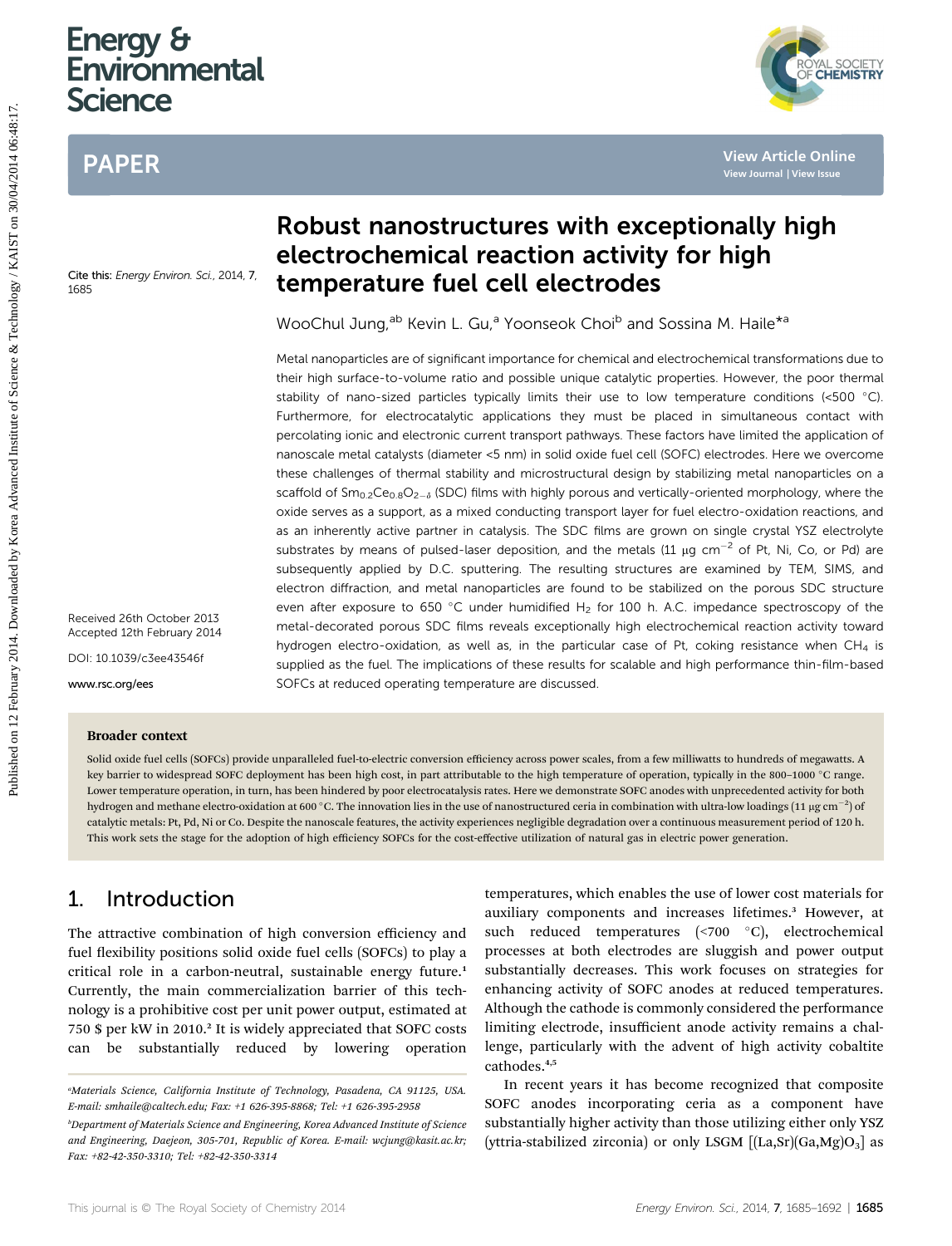# Energy & Environmental Science

## PAPER

Cite this: *Energy Environ. Sci.*, 2014, 7, 1685

# Robust nanostructures with exceptionally high electrochemical reaction activity for high temperature fuel cell electrodes

WooChul Jung,[ab] Kevin L. Gu,[a] Yoonseok Choi[b] and Sossina M. Haile*[a]

Received 26th October 2013
Accepted 12th February 2014

DOI: 10.1039/c3ee43546f

www.rsc.org/ees

Metal nanoparticles are of significant importance for chemical and electrochemical transformations due to their high surface-to-volume ratio and possible unique catalytic properties. However, the poor thermal stability of nano-sized particles typically limits their use to low temperature conditions (<500 °C). Furthermore, for electrocatalytic applications they must be placed in simultaneous contact with percolating ionic and electronic current transport pathways. These factors have limited the application of nanoscale metal catalysts (diameter <5 nm) in solid oxide fuel cell (SOFC) electrodes. Here we overcome these challenges of thermal stability and microstructural design by stabilizing metal nanoparticles on a scaffold of $Sm_{0.2}Ce_{0.8}O_{2-\delta}$ (SDC) films with highly porous and vertically-oriented morphology, where the oxide serves as a support, as a mixed conducting transport layer for fuel electro-oxidation reactions, and as an inherently active partner in catalysis. The SDC films are grown on single crystal YSZ electrolyte substrates by means of pulsed-laser deposition, and the metals (11 μg cm$^{-2}$ of Pt, Ni, Co, or Pd) are subsequently applied by D.C. sputtering. The resulting structures are examined by TEM, SIMS, and electron diffraction, and metal nanoparticles are found to be stabilized on the porous SDC structure even after exposure to 650 °C under humidified $H_2$ for 100 h. A.C. impedance spectroscopy of the metal-decorated porous SDC films reveals exceptionally high electrochemical reaction activity toward hydrogen electro-oxidation, as well as, in the particular case of Pt, coking resistance when $CH_4$ is supplied as the fuel. The implications of these results for scalable and high performance thin-film-based SOFCs at reduced operating temperature are discussed.

### Broader context

Solid oxide fuel cells (SOFCs) provide unparalleled fuel-to-electric conversion efficiency across power scales, from a few milliwatts to hundreds of megawatts. A key barrier to widespread SOFC deployment has been high cost, in part attributable to the high temperature of operation, typically in the 800–1000 °C range. Lower temperature operation, in turn, has been hindered by poor electrocatalysis rates. Here we demonstrate SOFC anodes with unprecedented activity for both hydrogen and methane electro-oxidation at 600 °C. The innovation lies in the use of nanostructured ceria in combination with ultra-low loadings (11 μg cm$^{-2}$) of catalytic metals: Pt, Pd, Ni or Co. Despite the nanoscale features, the activity experiences negligible degradation over a continuous measurement period of 120 h. This work sets the stage for the adoption of high efficiency SOFCs for the cost-effective utilization of natural gas in electric power generation.

## 1. Introduction

The attractive combination of high conversion efficiency and fuel flexibility positions solid oxide fuel cells (SOFCs) to play a critical role in a carbon-neutral, sustainable energy future.[1] Currently, the main commercialization barrier of this technology is a prohibitive cost per unit power output, estimated at 750 $ per kW in 2010.[2] It is widely appreciated that SOFC costs can be substantially reduced by lowering operation temperatures, which enables the use of lower cost materials for auxiliary components and increases lifetimes.[3] However, at such reduced temperatures (<700 °C), electrochemical processes at both electrodes are sluggish and power output substantially decreases. This work focuses on strategies for enhancing activity of SOFC anodes at reduced temperatures. Although the cathode is commonly considered the performance limiting electrode, insufficient anode activity remains a challenge, particularly with the advent of high activity cobaltite cathodes.[4,5]

In recent years it has become recognized that composite SOFC anodes incorporating ceria as a component have substantially higher activity than those utilizing either only YSZ (yttria-stabilized zirconia) or only LSGM [(La,Sr)(Ga,Mg)$O_3$] as

[a] Materials Science, California Institute of Technology, Pasadena, CA 91125, USA. E-mail: smhaile@caltech.edu; Fax: +1 626-395-8868; Tel: +1 626-395-2958

[b] Department of Materials Science and Engineering, Korea Advanced Institute of Science and Engineering, Daejeon, 305-701, Republic of Korea. E-mail: wcjung@kaist.ac.kr; Fax: +82-42-350-3310; Tel: +82-42-350-3314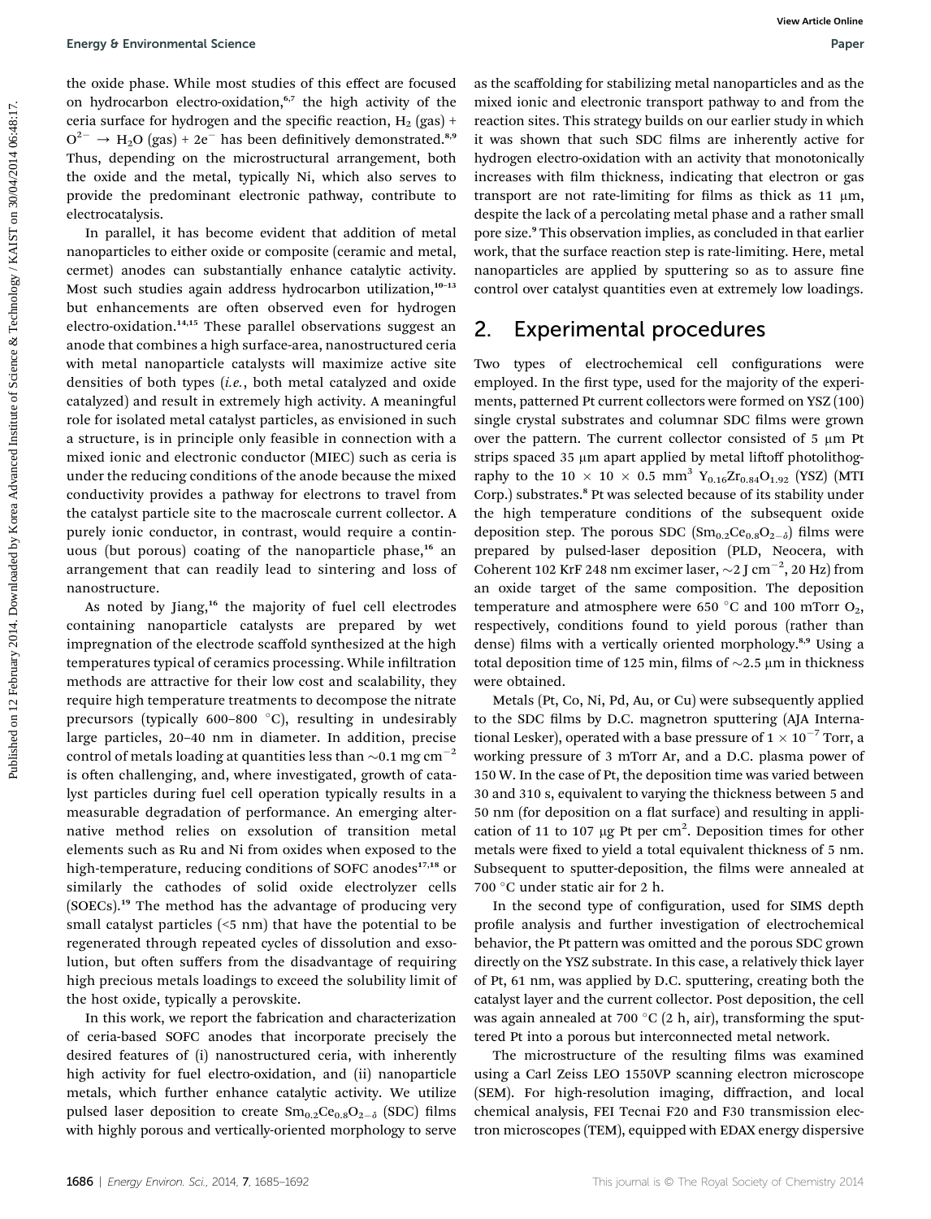the oxide phase. While most studies of this effect are focused on hydrocarbon electro-oxidation,[6,7] the high activity of the ceria surface for hydrogen and the specific reaction, $H_2$ (gas) + $O^{2-}$ → $H_2O$ (gas) + $2e^-$ has been definitively demonstrated.[8,9] Thus, depending on the microstructural arrangement, both the oxide and the metal, typically Ni, which also serves to provide the predominant electronic pathway, contribute to electrocatalysis.

In parallel, it has become evident that addition of metal nanoparticles to either oxide or composite (ceramic and metal, cermet) anodes can substantially enhance catalytic activity. Most such studies again address hydrocarbon utilization,[10–13] but enhancements are often observed even for hydrogen electro-oxidation.[14,15] These parallel observations suggest an anode that combines a high surface-area, nanostructured ceria with metal nanoparticle catalysts will maximize active site densities of both types (*i.e.*, both metal catalyzed and oxide catalyzed) and result in extremely high activity. A meaningful role for isolated metal catalyst particles, as envisioned in such a structure, is in principle only feasible in connection with a mixed ionic and electronic conductor (MIEC) such as ceria is under the reducing conditions of the anode because the mixed conductivity provides a pathway for electrons to travel from the catalyst particle site to the macroscale current collector. A purely ionic conductor, in contrast, would require a continuous (but porous) coating of the nanoparticle phase,[16] an arrangement that can readily lead to sintering and loss of nanostructure.

As noted by Jiang,[16] the majority of fuel cell electrodes containing nanoparticle catalysts are prepared by wet impregnation of the electrode scaffold synthesized at the high temperatures typical of ceramics processing. While infiltration methods are attractive for their low cost and scalability, they require high temperature treatments to decompose the nitrate precursors (typically 600–800 °C), resulting in undesirably large particles, 20–40 nm in diameter. In addition, precise control of metals loading at quantities less than ~0.1 mg $cm^{-2}$ is often challenging, and, where investigated, growth of catalyst particles during fuel cell operation typically results in a measurable degradation of performance. An emerging alternative method relies on exsolution of transition metal elements such as Ru and Ni from oxides when exposed to the high-temperature, reducing conditions of SOFC anodes[17,18] or similarly the cathodes of solid oxide electrolyzer cells (SOECs).[19] The method has the advantage of producing very small catalyst particles (<5 nm) that have the potential to be regenerated through repeated cycles of dissolution and exsolution, but often suffers from the disadvantage of requiring high precious metals loadings to exceed the solubility limit of the host oxide, typically a perovskite.

In this work, we report the fabrication and characterization of ceria-based SOFC anodes that incorporate precisely the desired features of (i) nanostructured ceria, with inherently high activity for fuel electro-oxidation, and (ii) nanoparticle metals, which further enhance catalytic activity. We utilize pulsed laser deposition to create $Sm_{0.2}Ce_{0.8}O_{2-\delta}$ (SDC) films with highly porous and vertically-oriented morphology to serve as the scaffolding for stabilizing metal nanoparticles and as the mixed ionic and electronic transport pathway to and from the reaction sites. This strategy builds on our earlier study in which it was shown that such SDC films are inherently active for hydrogen electro-oxidation with an activity that monotonically increases with film thickness, indicating that electron or gas transport are not rate-limiting for films as thick as 11 μm, despite the lack of a percolating metal phase and a rather small pore size.[9] This observation implies, as concluded in that earlier work, that the surface reaction step is rate-limiting. Here, metal nanoparticles are applied by sputtering so as to assure fine control over catalyst quantities even at extremely low loadings.

## 2. Experimental procedures

Two types of electrochemical cell configurations were employed. In the first type, used for the majority of the experiments, patterned Pt current collectors were formed on YSZ (100) single crystal substrates and columnar SDC films were grown over the pattern. The current collector consisted of 5 μm Pt strips spaced 35 μm apart applied by metal liftoff photolithography to the 10 × 10 × 0.5 $mm^3$ $Y_{0.16}Zr_{0.84}O_{1.92}$ (YSZ) (MTI Corp.) substrates.[8] Pt was selected because of its stability under the high temperature conditions of the subsequent oxide deposition step. The porous SDC ($Sm_{0.2}Ce_{0.8}O_{2-\delta}$) films were prepared by pulsed-laser deposition (PLD, Neocera, with Coherent 102 KrF 248 nm excimer laser, ~2 J $cm^{-2}$, 20 Hz) from an oxide target of the same composition. The deposition temperature and atmosphere were 650 °C and 100 mTorr $O_2$, respectively, conditions found to yield porous (rather than dense) films with a vertically oriented morphology.[8,9] Using a total deposition time of 125 min, films of ~2.5 μm in thickness were obtained.

Metals (Pt, Co, Ni, Pd, Au, or Cu) were subsequently applied to the SDC films by D.C. magnetron sputtering (AJA International Lesker), operated with a base pressure of $1 \times 10^{-7}$ Torr, a working pressure of 3 mTorr Ar, and a D.C. plasma power of 150 W. In the case of Pt, the deposition time was varied between 30 and 310 s, equivalent to varying the thickness between 5 and 50 nm (for deposition on a flat surface) and resulting in application of 11 to 107 μg Pt per $cm^2$. Deposition times for other metals were fixed to yield a total equivalent thickness of 5 nm. Subsequent to sputter-deposition, the films were annealed at 700 °C under static air for 2 h.

In the second type of configuration, used for SIMS depth profile analysis and further investigation of electrochemical behavior, the Pt pattern was omitted and the porous SDC grown directly on the YSZ substrate. In this case, a relatively thick layer of Pt, 61 nm, was applied by D.C. sputtering, creating both the catalyst layer and the current collector. Post deposition, the cell was again annealed at 700 °C (2 h, air), transforming the sputtered Pt into a porous but interconnected metal network.

The microstructure of the resulting films was examined using a Carl Zeiss LEO 1550VP scanning electron microscope (SEM). For high-resolution imaging, diffraction, and local chemical analysis, FEI Tecnai F20 and F30 transmission electron microscopes (TEM), equipped with EDAX energy dispersive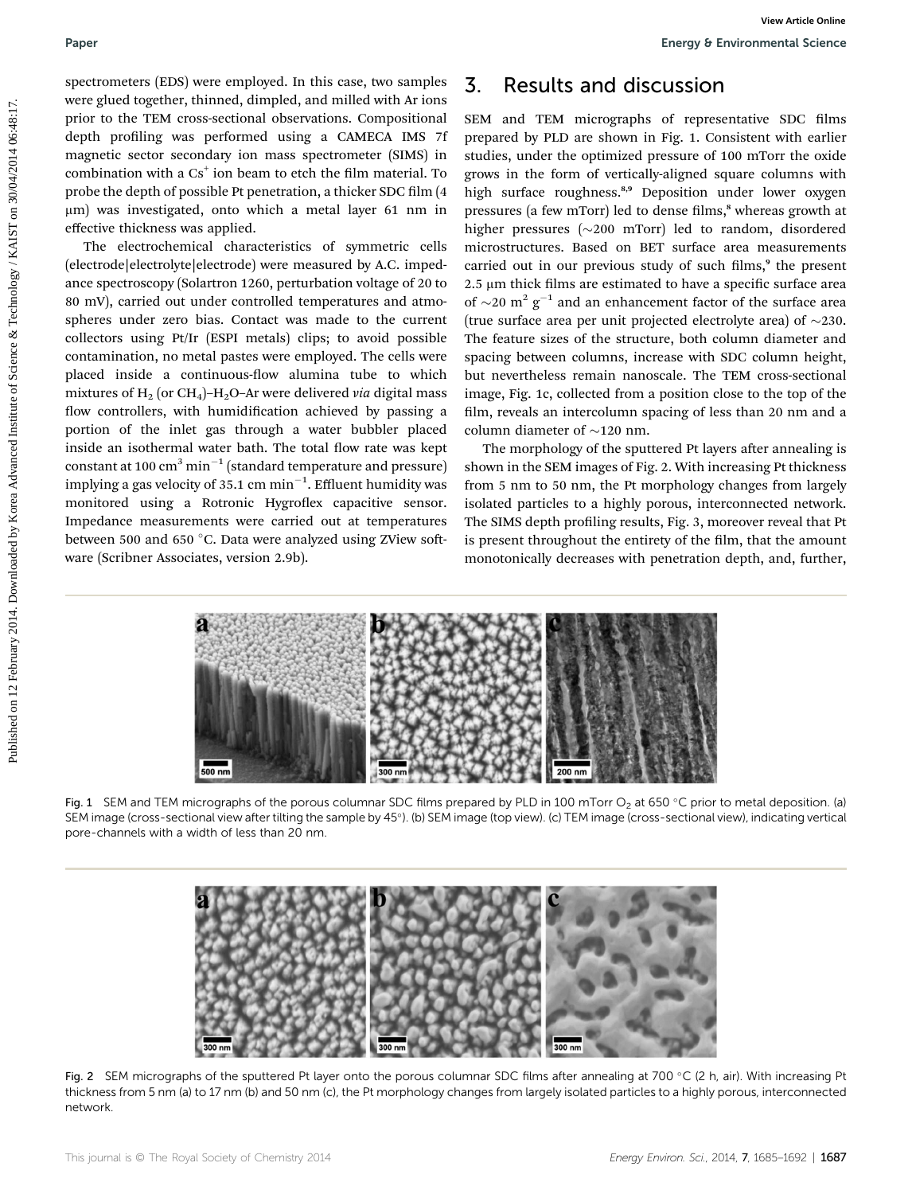spectrometers (EDS) were employed. In this case, two samples were glued together, thinned, dimpled, and milled with Ar ions prior to the TEM cross-sectional observations. Compositional depth profiling was performed using a CAMECA IMS 7f magnetic sector secondary ion mass spectrometer (SIMS) in combination with a $Cs^+$ ion beam to etch the film material. To probe the depth of possible Pt penetration, a thicker SDC film (4 μm) was investigated, onto which a metal layer 61 nm in effective thickness was applied.

The electrochemical characteristics of symmetric cells (electrode|electrolyte|electrode) were measured by A.C. impedance spectroscopy (Solartron 1260, perturbation voltage of 20 to 80 mV), carried out under controlled temperatures and atmospheres under zero bias. Contact was made to the current collectors using Pt/Ir (ESPI metals) clips; to avoid possible contamination, no metal pastes were employed. The cells were placed inside a continuous-flow alumina tube to which mixtures of $H_2$ (or $CH_4$)–$H_2O$–Ar were delivered *via* digital mass flow controllers, with humidification achieved by passing a portion of the inlet gas through a water bubbler placed inside an isothermal water bath. The total flow rate was kept constant at 100 $cm^3$ $min^{-1}$ (standard temperature and pressure) implying a gas velocity of 35.1 cm $min^{-1}$. Effluent humidity was monitored using a Rotronic Hygroflex capacitive sensor. Impedance measurements were carried out at temperatures between 500 and 650 °C. Data were analyzed using ZView software (Scribner Associates, version 2.9b).

## 3. Results and discussion

SEM and TEM micrographs of representative SDC films prepared by PLD are shown in Fig. 1. Consistent with earlier studies, under the optimized pressure of 100 mTorr the oxide grows in the form of vertically-aligned square columns with high surface roughness.[8,9] Deposition under lower oxygen pressures (a few mTorr) led to dense films,[8] whereas growth at higher pressures (∼200 mTorr) led to random, disordered microstructures. Based on BET surface area measurements carried out in our previous study of such films,[9] the present 2.5 μm thick films are estimated to have a specific surface area of ∼20 $m^2$ $g^{-1}$ and an enhancement factor of the surface area (true surface area per unit projected electrolyte area) of ∼230. The feature sizes of the structure, both column diameter and spacing between columns, increase with SDC column height, but nevertheless remain nanoscale. The TEM cross-sectional image, Fig. 1c, collected from a position close to the top of the film, reveals an intercolumn spacing of less than 20 nm and a column diameter of ∼120 nm.

The morphology of the sputtered Pt layers after annealing is shown in the SEM images of Fig. 2. With increasing Pt thickness from 5 nm to 50 nm, the Pt morphology changes from largely isolated particles to a highly porous, interconnected network. The SIMS depth profiling results, Fig. 3, moreover reveal that Pt is present throughout the entirety of the film, that the amount monotonically decreases with penetration depth, and, further,

Fig. 1 SEM and TEM micrographs of the porous columnar SDC films prepared by PLD in 100 mTorr $O_2$ at 650 °C prior to metal deposition. (a) SEM image (cross-sectional view after tilting the sample by 45°). (b) SEM image (top view). (c) TEM image (cross-sectional view), indicating vertical pore-channels with a width of less than 20 nm.

Fig. 2 SEM micrographs of the sputtered Pt layer onto the porous columnar SDC films after annealing at 700 °C (2 h, air). With increasing Pt thickness from 5 nm (a) to 17 nm (b) and 50 nm (c), the Pt morphology changes from largely isolated particles to a highly porous, interconnected network.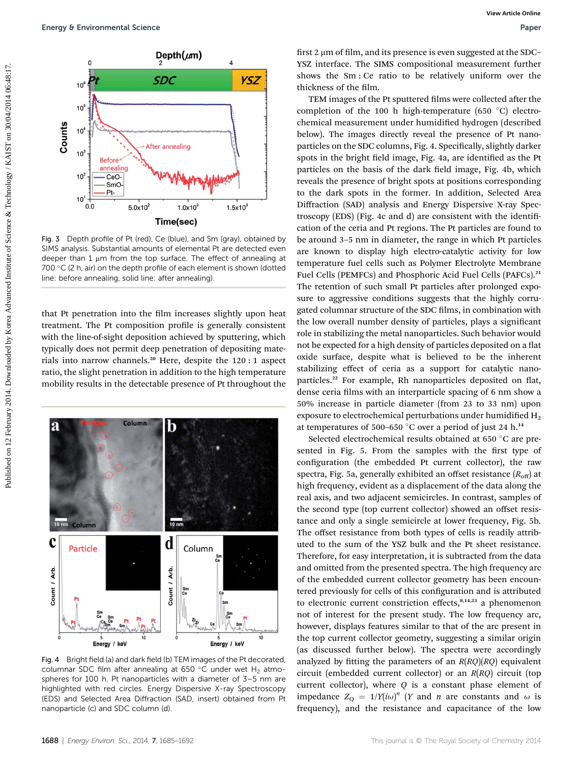Fig. 3 Depth profile of Pt (red), Ce (blue), and Sm (gray), obtained by SIMS analysis. Substantial amounts of elemental Pt are detected even deeper than 1 μm from the top surface. The effect of annealing at 700 °C (2 h, air) on the depth profile of each element is shown (dotted line: before annealing, solid line: after annealing).

that Pt penetration into the film increases slightly upon heat treatment. The Pt composition profile is generally consistent with the line-of-sight deposition achieved by sputtering, which typically does not permit deep penetration of depositing materials into narrow channels.[20] Here, despite the 120 : 1 aspect ratio, the slight penetration in addition to the high temperature mobility results in the detectable presence of Pt throughout the first 2 μm of film, and its presence is even suggested at the SDC–YSZ interface. The SIMS compositional measurement further shows the Sm : Ce ratio to be relatively uniform over the thickness of the film.

Fig. 4 Bright field (a) and dark field (b) TEM images of the Pt decorated, columnar SDC film after annealing at 650 °C under wet $H_2$ atmospheres for 100 h. Pt nanoparticles with a diameter of 3–5 nm are highlighted with red circles. Energy Dispersive X-ray Spectroscopy (EDS) and Selected Area Diffraction (SAD, insert) obtained from Pt nanoparticle (c) and SDC column (d).

TEM images of the Pt sputtered films were collected after the completion of the 100 h high-temperature (650 °C) electrochemical measurement under humidified hydrogen (described below). The images directly reveal the presence of Pt nanoparticles on the SDC columns, Fig. 4. Specifically, slightly darker spots in the bright field image, Fig. 4a, are identified as the Pt particles on the basis of the dark field image, Fig. 4b, which reveals the presence of bright spots at positions corresponding to the dark spots in the former. In addition, Selected Area Diffraction (SAD) analysis and Energy Dispersive X-ray Spectroscopy (EDS) (Fig. 4c and d) are consistent with the identification of the ceria and Pt regions. The Pt particles are found to be around 3–5 nm in diameter, the range in which Pt particles are known to display high electro-catalytic activity for low temperature fuel cells such as Polymer Electrolyte Membrane Fuel Cells (PEMFCs) and Phosphoric Acid Fuel Cells (PAFCs).[21] The retention of such small Pt particles after prolonged exposure to aggressive conditions suggests that the highly corrugated columnar structure of the SDC films, in combination with the low overall number density of particles, plays a significant role in stabilizing the metal nanoparticles. Such behavior would not be expected for a high density of particles deposited on a flat oxide surface, despite what is believed to be the inherent stabilizing effect of ceria as a support for catalytic nanoparticles.[22] For example, Rh nanoparticles deposited on flat, dense ceria films with an interparticle spacing of 6 nm show a 50% increase in particle diameter (from 23 to 33 nm) upon exposure to electrochemical perturbations under humidified $H_2$ at temperatures of 500–650 °C over a period of just 24 h.[14]

Selected electrochemical results obtained at 650 °C are presented in Fig. 5. From the samples with the first type of configuration (the embedded Pt current collector), the raw spectra, Fig. 5a, generally exhibited an offset resistance ($R_{off}$) at high frequency, evident as a displacement of the data along the real axis, and two adjacent semicircles. In contrast, samples of the second type (top current collector) showed an offset resistance and only a single semicircle at lower frequency, Fig. 5b. The offset resistance from both types of cells is readily attributed to the sum of the YSZ bulk and the Pt sheet resistance. Therefore, for easy interpretation, it is subtracted from the data and omitted from the presented spectra. The high frequency arc of the embedded current collector geometry has been encountered previously for cells of this configuration and is attributed to electronic current constriction effects,[8,14,23] a phenomenon not of interest for the present study. The low frequency arc, however, displays features similar to that of the arc present in the top current collector geometry, suggesting a similar origin (as discussed further below). The spectra were accordingly analyzed by fitting the parameters of an $R(RQ)(RQ)$ equivalent circuit (embedded current collector) or an $R(RQ)$ circuit (top current collector), where $Q$ is a constant phase element of impedance $Z_Q = 1/Y(i\omega)^n$ ($Y$ and $n$ are constants and $\omega$ is frequency), and the resistance and capacitance of the low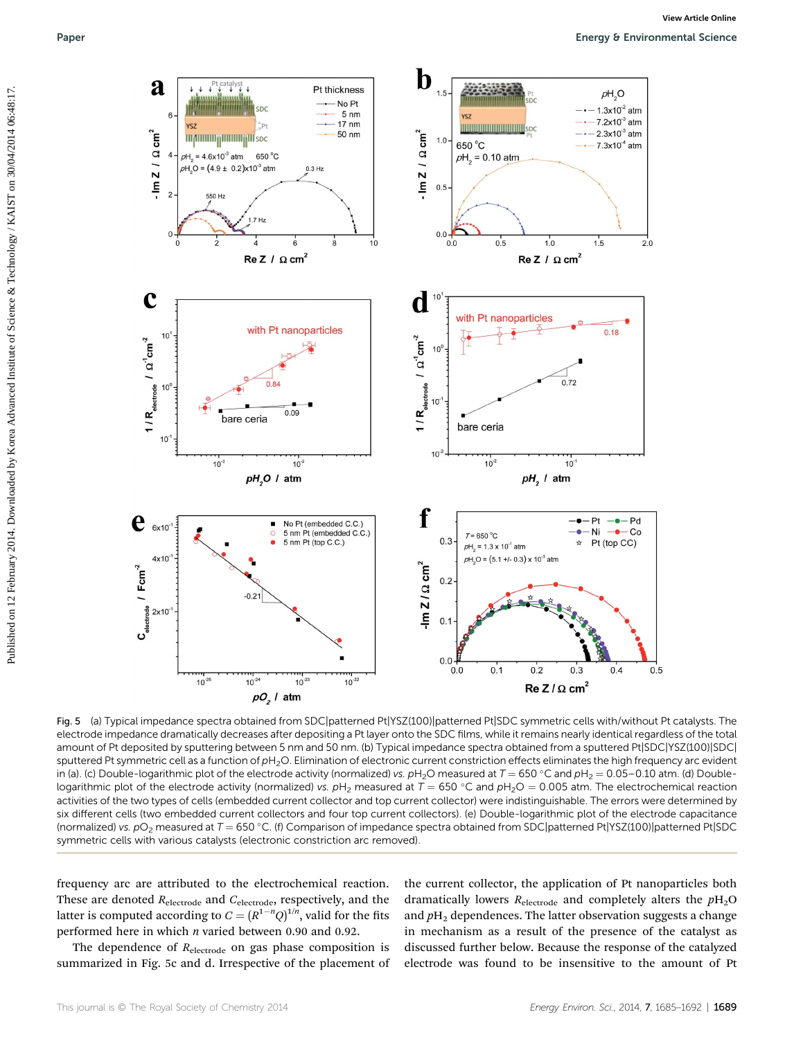Fig. 5 (a) Typical impedance spectra obtained from SDC|patterned Pt|YSZ(100)|patterned Pt|SDC symmetric cells with/without Pt catalysts. The electrode impedance dramatically decreases after depositing a Pt layer onto the SDC films, while it remains nearly identical regardless of the total amount of Pt deposited by sputtering between 5 nm and 50 nm. (b) Typical impedance spectra obtained from a sputtered Pt|SDC|YSZ(100)|SDC|sputtered Pt symmetric cell as a function of $pH_2O$. Elimination of electronic current constriction effects eliminates the high frequency arc evident in (a). (c) Double-logarithmic plot of the electrode activity (normalized) *vs.* $pH_2O$ measured at $T$ = 650 °C and $pH_2$ = 0.05–0.10 atm. (d) Double-logarithmic plot of the electrode activity (normalized) *vs.* $pH_2$ measured at $T$ = 650 °C and $pH_2O$ = 0.005 atm. The electrochemical reaction activities of the two types of cells (embedded current collector and top current collector) were indistinguishable. The errors were determined by six different cells (two embedded current collectors and four top current collectors). (e) Double-logarithmic plot of the electrode capacitance (normalized) *vs.* $pO_2$ measured at $T$ = 650 °C. (f) Comparison of impedance spectra obtained from SDC|patterned Pt|YSZ(100)|patterned Pt|SDC symmetric cells with various catalysts (electronic constriction arc removed).

frequency arc are attributed to the electrochemical reaction. These are denoted $R_{electrode}$ and $C_{electrode}$, respectively, and the latter is computed according to $C = (R^{1-n}Q)^{1/n}$, valid for the fits performed here in which $n$ varied between 0.90 and 0.92.

The dependence of $R_{electrode}$ on gas phase composition is summarized in Fig. 5c and d. Irrespective of the placement of the current collector, the application of Pt nanoparticles both dramatically lowers $R_{electrode}$ and completely alters the $pH_2O$ and $pH_2$ dependences. The latter observation suggests a change in mechanism as a result of the presence of the catalyst as discussed further below. Because the response of the catalyzed electrode was found to be insensitive to the amount of Pt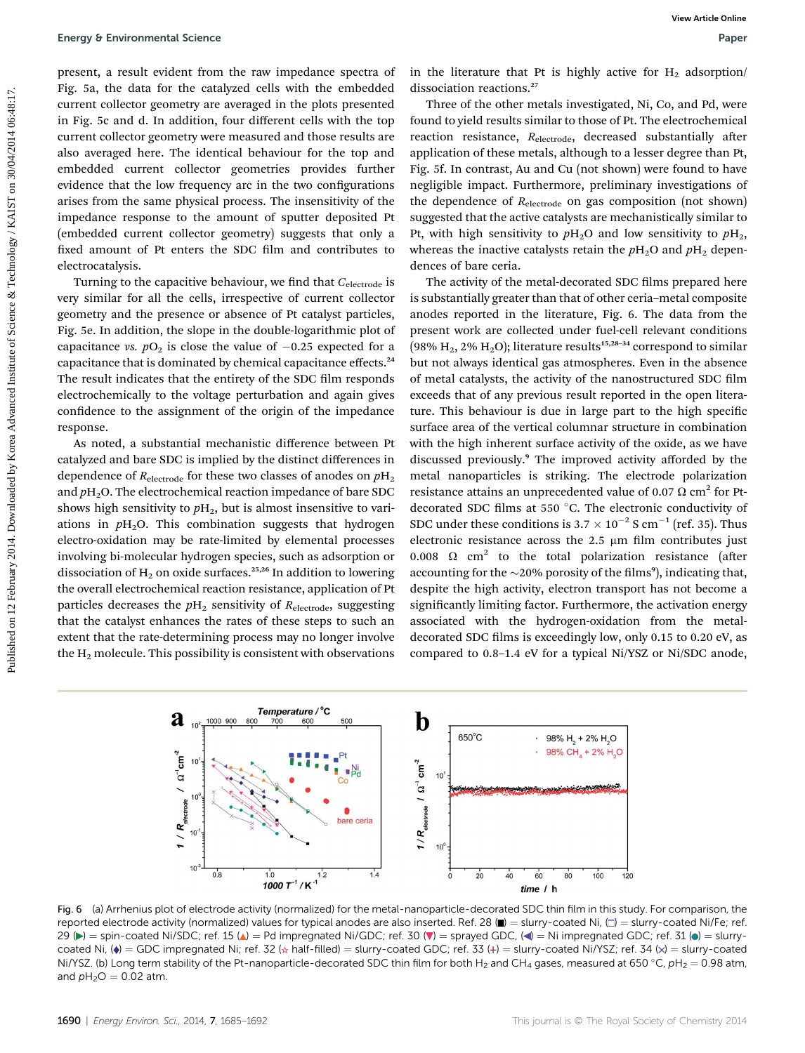present, a result evident from the raw impedance spectra of Fig. 5a, the data for the catalyzed cells with the embedded current collector geometry are averaged in the plots presented in Fig. 5c and d. In addition, four different cells with the top current collector geometry were measured and those results are also averaged here. The identical behaviour for the top and embedded current collector geometries provides further evidence that the low frequency arc in the two configurations arises from the same physical process. The insensitivity of the impedance response to the amount of sputter deposited Pt (embedded current collector geometry) suggests that only a fixed amount of Pt enters the SDC film and contributes to electrocatalysis.

Turning to the capacitive behaviour, we find that $C_{electrode}$ is very similar for all the cells, irrespective of current collector geometry and the presence or absence of Pt catalyst particles, Fig. 5e. In addition, the slope in the double-logarithmic plot of capacitance *vs.* $pO_2$ is close the value of $-0.25$ expected for a capacitance that is dominated by chemical capacitance effects.[24] The result indicates that the entirety of the SDC film responds electrochemically to the voltage perturbation and again gives confidence to the assignment of the origin of the impedance response.

As noted, a substantial mechanistic difference between Pt catalyzed and bare SDC is implied by the distinct differences in dependence of $R_{electrode}$ for these two classes of anodes on $pH_2$ and $pH_2O$. The electrochemical reaction impedance of bare SDC shows high sensitivity to $pH_2$, but is almost insensitive to variations in $pH_2O$. This combination suggests that hydrogen electro-oxidation may be rate-limited by elemental processes involving bi-molecular hydrogen species, such as adsorption or dissociation of $H_2$ on oxide surfaces.[25,26] In addition to lowering the overall electrochemical reaction resistance, application of Pt particles decreases the $pH_2$ sensitivity of $R_{electrode}$, suggesting that the catalyst enhances the rates of these steps to such an extent that the rate-determining process may no longer involve the $H_2$ molecule. This possibility is consistent with observations in the literature that Pt is highly active for $H_2$ adsorption/dissociation reactions.[27]

Three of the other metals investigated, Ni, Co, and Pd, were found to yield results similar to those of Pt. The electrochemical reaction resistance, $R_{electrode}$, decreased substantially after application of these metals, although to a lesser degree than Pt, Fig. 5f. In contrast, Au and Cu (not shown) were found to have negligible impact. Furthermore, preliminary investigations of the dependence of $R_{electrode}$ on gas composition (not shown) suggested that the active catalysts are mechanistically similar to Pt, with high sensitivity to $pH_2O$ and low sensitivity to $pH_2$, whereas the inactive catalysts retain the $pH_2O$ and $pH_2$ dependences of bare ceria.

The activity of the metal-decorated SDC films prepared here is substantially greater than that of other ceria–metal composite anodes reported in the literature, Fig. 6. The data from the present work are collected under fuel-cell relevant conditions (98% $H_2$, 2% $H_2O$); literature results[15,28–34] correspond to similar but not always identical gas atmospheres. Even in the absence of metal catalysts, the activity of the nanostructured SDC film exceeds that of any previous result reported in the open literature. This behaviour is due in large part to the high specific surface area of the vertical columnar structure in combination with the high inherent surface activity of the oxide, as we have discussed previously.[9] The improved activity afforded by the metal nanoparticles is striking. The electrode polarization resistance attains an unprecedented value of 0.07 Ω cm² for Pt-decorated SDC films at 550 °C. The electronic conductivity of SDC under these conditions is $3.7 \times 10^{-2}$ S cm$^{-1}$ (ref. 35). Thus electronic resistance across the 2.5 μm film contributes just 0.008 Ω cm² to the total polarization resistance (after accounting for the ~20% porosity of the films[9]), indicating that, despite the high activity, electron transport has not become a significantly limiting factor. Furthermore, the activation energy associated with the hydrogen-oxidation from the metal-decorated SDC films is exceedingly low, only 0.15 to 0.20 eV, as compared to 0.8–1.4 eV for a typical Ni/YSZ or Ni/SDC anode,

Fig. 6 (a) Arrhenius plot of electrode activity (normalized) for the metal-nanoparticle-decorated SDC thin film in this study. For comparison, the reported electrode activity (normalized) values for typical anodes are also inserted. Ref. 28 (■) = slurry-coated Ni, (□) = slurry-coated Ni/Fe; ref. 29 (▶) = spin-coated Ni/SDC; ref. 15 (▲) = Pd impregnated Ni/GDC; ref. 30 (▼) = sprayed GDC, (◀) = Ni impregnated GDC; ref. 31 (●) = slurry-coated Ni, (♦) = GDC impregnated Ni; ref. 32 (☆ half-filled) = slurry-coated GDC; ref. 33 (+) = slurry-coated Ni/YSZ; ref. 34 (×) = slurry-coated Ni/YSZ. (b) Long term stability of the Pt-nanoparticle-decorated SDC thin film for both $H_2$ and $CH_4$ gases, measured at 650 °C, $pH_2$ = 0.98 atm, and $pH_2O$ = 0.02 atm.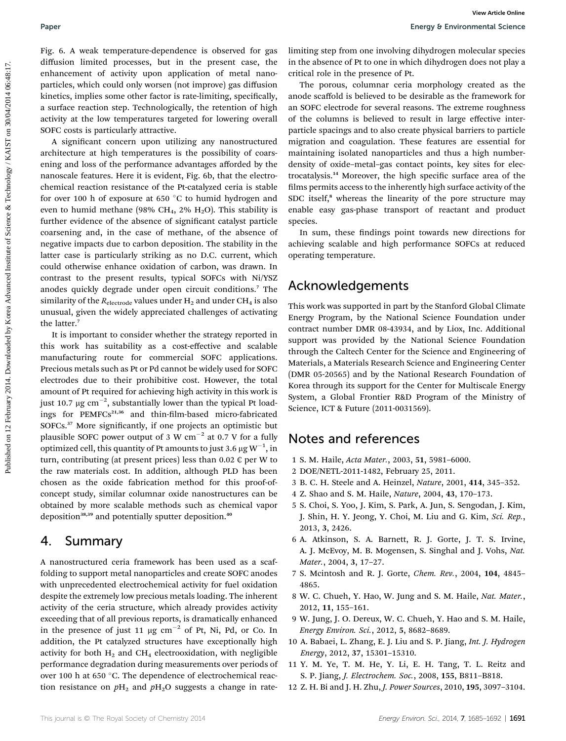Fig. 6. A weak temperature-dependence is observed for gas diffusion limited processes, but in the present case, the enhancement of activity upon application of metal nanoparticles, which could only worsen (not improve) gas diffusion kinetics, implies some other factor is rate-limiting, specifically, a surface reaction step. Technologically, the retention of high activity at the low temperatures targeted for lowering overall SOFC costs is particularly attractive.

A significant concern upon utilizing any nanostructured architecture at high temperatures is the possibility of coarsening and loss of the performance advantages afforded by the nanoscale features. Here it is evident, Fig. 6b, that the electrochemical reaction resistance of the Pt-catalyzed ceria is stable for over 100 h of exposure at 650 °C to humid hydrogen and even to humid methane (98% $CH_4$, 2% $H_2O$). This stability is further evidence of the absence of significant catalyst particle coarsening and, in the case of methane, of the absence of negative impacts due to carbon deposition. The stability in the latter case is particularly striking as no D.C. current, which could otherwise enhance oxidation of carbon, was drawn. In contrast to the present results, typical SOFCs with Ni/YSZ anodes quickly degrade under open circuit conditions.[7] The similarity of the $R_{electrode}$ values under $H_2$ and under $CH_4$ is also unusual, given the widely appreciated challenges of activating the latter.[7]

It is important to consider whether the strategy reported in this work has suitability as a cost-effective and scalable manufacturing route for commercial SOFC applications. Precious metals such as Pt or Pd cannot be widely used for SOFC electrodes due to their prohibitive cost. However, the total amount of Pt required for achieving high activity in this work is just 10.7 μg $cm^{-2}$, substantially lower than the typical Pt loadings for PEMFCs[21,36] and thin-film-based micro-fabricated SOFCs.[37] More significantly, if one projects an optimistic but plausible SOFC power output of 3 W $cm^{-2}$ at 0.7 V for a fully optimized cell, this quantity of Pt amounts to just 3.6 μg $W^{-1}$, in turn, contributing (at present prices) less than 0.02 ¢ per W to the raw materials cost. In addition, although PLD has been chosen as the oxide fabrication method for this proof-of-concept study, similar columnar oxide nanostructures can be obtained by more scalable methods such as chemical vapor deposition[38,39] and potentially sputter deposition.[40]

## 4. Summary

A nanostructured ceria framework has been used as a scaffolding to support metal nanoparticles and create SOFC anodes with unprecedented electrochemical activity for fuel oxidation despite the extremely low precious metals loading. The inherent activity of the ceria structure, which already provides activity exceeding that of all previous reports, is dramatically enhanced in the presence of just 11 μg $cm^{-2}$ of Pt, Ni, Pd, or Co. In addition, the Pt catalyzed structures have exceptionally high activity for both $H_2$ and $CH_4$ electrooxidation, with negligible performance degradation during measurements over periods of over 100 h at 650 °C. The dependence of electrochemical reaction resistance on $pH_2$ and $pH_2O$ suggests a change in rate-limiting step from one involving dihydrogen molecular species in the absence of Pt to one in which dihydrogen does not play a critical role in the presence of Pt.

The porous, columnar ceria morphology created as the anode scaffold is believed to be desirable as the framework for an SOFC electrode for several reasons. The extreme roughness of the columns is believed to result in large effective interparticle spacings and to also create physical barriers to particle migration and coagulation. These features are essential for maintaining isolated nanoparticles and thus a high number-density of oxide–metal–gas contact points, key sites for electrocatalysis.[14] Moreover, the high specific surface area of the films permits access to the inherently high surface activity of the SDC itself,[8] whereas the linearity of the pore structure may enable easy gas-phase transport of reactant and product species.

In sum, these findings point towards new directions for achieving scalable and high performance SOFCs at reduced operating temperature.

## Acknowledgements

This work was supported in part by the Stanford Global Climate Energy Program, by the National Science Foundation under contract number DMR 08-43934, and by Liox, Inc. Additional support was provided by the National Science Foundation through the Caltech Center for the Science and Engineering of Materials, a Materials Research Science and Engineering Center (DMR 05-20565) and by the National Research Foundation of Korea through its support for the Center for Multiscale Energy System, a Global Frontier R&D Program of the Ministry of Science, ICT & Future (2011-0031569).

## Notes and references

1 S. M. Haile, *Acta Mater.*, 2003, **51**, 5981–6000.

2 DOE/NETL-2011-1482, February 25, 2011.

3 B. C. H. Steele and A. Heinzel, *Nature*, 2001, **414**, 345–352.

4 Z. Shao and S. M. Haile, *Nature*, 2004, **43**, 170–173.

5 S. Choi, S. Yoo, J. Kim, S. Park, A. Jun, S. Sengodan, J. Kim, J. Shin, H. Y. Jeong, Y. Choi, M. Liu and G. Kim, *Sci. Rep.*, 2013, **3**, 2426.

6 A. Atkinson, S. A. Barnett, R. J. Gorte, J. T. S. Irvine, A. J. McEvoy, M. B. Mogensen, S. Singhal and J. Vohs, *Nat. Mater.*, 2004, **3**, 17–27.

7 S. Mcintosh and R. J. Gorte, *Chem. Rev.*, 2004, **104**, 4845–4865.

8 W. C. Chueh, Y. Hao, W. Jung and S. M. Haile, *Nat. Mater.*, 2012, **11**, 155–161.

9 W. Jung, J. O. Dereux, W. C. Chueh, Y. Hao and S. M. Haile, *Energy Environ. Sci.*, 2012, **5**, 8682–8689.

10 A. Babaei, L. Zhang, E. J. Liu and S. P. Jiang, *Int. J. Hydrogen Energy*, 2012, **37**, 15301–15310.

11 Y. M. Ye, T. M. He, Y. Li, E. H. Tang, T. L. Reitz and S. P. Jiang, *J. Electrochem. Soc.*, 2008, **155**, B811–B818.

12 Z. H. Bi and J. H. Zhu, *J. Power Sources*, 2010, **195**, 3097–3104.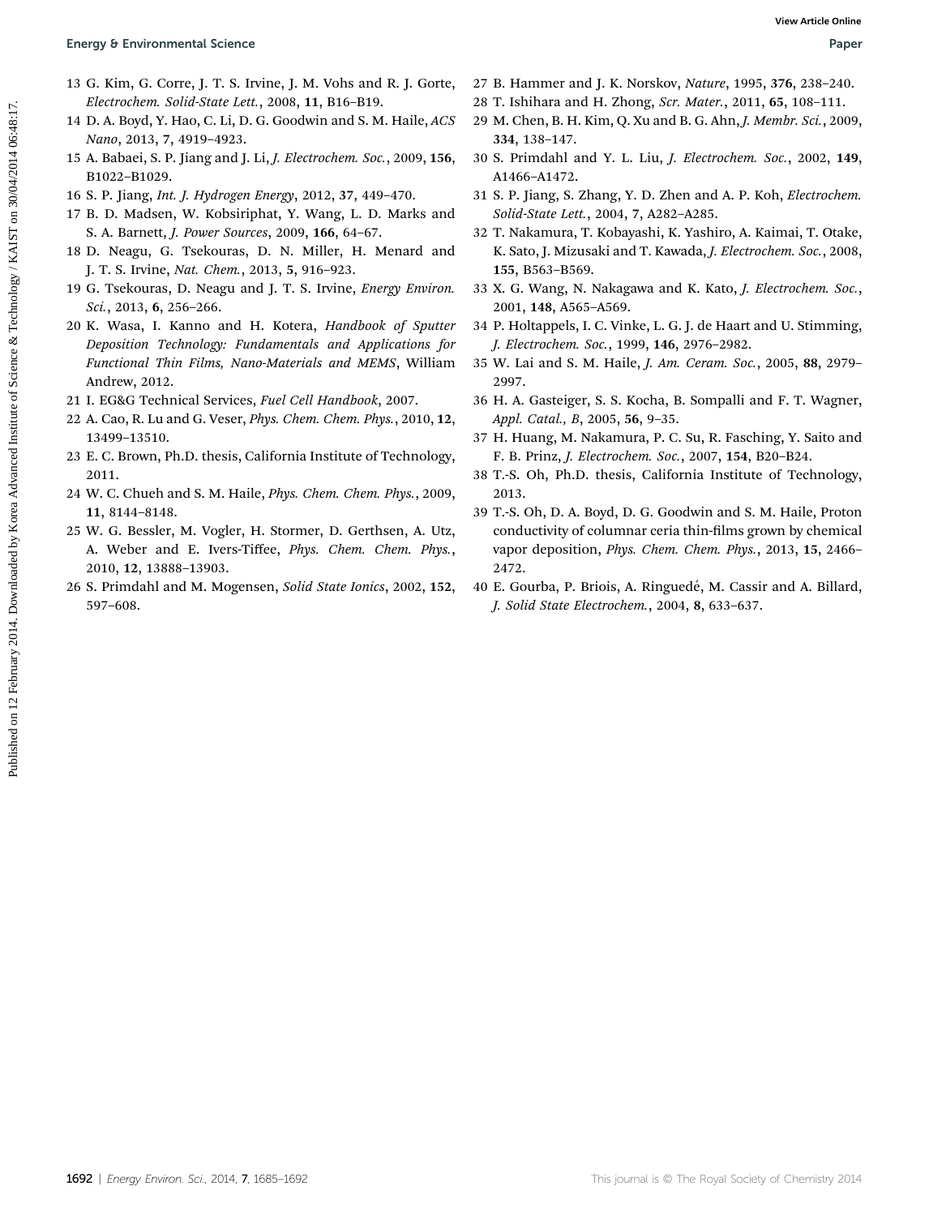13 G. Kim, G. Corre, J. T. S. Irvine, J. M. Vohs and R. J. Gorte, *Electrochem. Solid-State Lett.*, 2008, **11**, B16–B19.

14 D. A. Boyd, Y. Hao, C. Li, D. G. Goodwin and S. M. Haile, *ACS Nano*, 2013, **7**, 4919–4923.

15 A. Babaei, S. P. Jiang and J. Li, *J. Electrochem. Soc.*, 2009, **156**, B1022–B1029.

16 S. P. Jiang, *Int. J. Hydrogen Energy*, 2012, **37**, 449–470.

17 B. D. Madsen, W. Kobsiriphat, Y. Wang, L. D. Marks and S. A. Barnett, *J. Power Sources*, 2009, **166**, 64–67.

18 D. Neagu, G. Tsekouras, D. N. Miller, H. Menard and J. T. S. Irvine, *Nat. Chem.*, 2013, **5**, 916–923.

19 G. Tsekouras, D. Neagu and J. T. S. Irvine, *Energy Environ. Sci.*, 2013, **6**, 256–266.

20 K. Wasa, I. Kanno and H. Kotera, *Handbook of Sputter Deposition Technology: Fundamentals and Applications for Functional Thin Films, Nano-Materials and MEMS*, William Andrew, 2012.

21 I. EG&G Technical Services, *Fuel Cell Handbook*, 2007.

22 A. Cao, R. Lu and G. Veser, *Phys. Chem. Chem. Phys.*, 2010, **12**, 13499–13510.

23 E. C. Brown, Ph.D. thesis, California Institute of Technology, 2011.

24 W. C. Chueh and S. M. Haile, *Phys. Chem. Chem. Phys.*, 2009, **11**, 8144–8148.

25 W. G. Bessler, M. Vogler, H. Stormer, D. Gerthsen, A. Utz, A. Weber and E. Ivers-Tiffee, *Phys. Chem. Chem. Phys.*, 2010, **12**, 13888–13903.

26 S. Primdahl and M. Mogensen, *Solid State Ionics*, 2002, **152**, 597–608.

27 B. Hammer and J. K. Norskov, *Nature*, 1995, **376**, 238–240.

28 T. Ishihara and H. Zhong, *Scr. Mater.*, 2011, **65**, 108–111.

29 M. Chen, B. H. Kim, Q. Xu and B. G. Ahn, *J. Membr. Sci.*, 2009, **334**, 138–147.

30 S. Primdahl and Y. L. Liu, *J. Electrochem. Soc.*, 2002, **149**, A1466–A1472.

31 S. P. Jiang, S. Zhang, Y. D. Zhen and A. P. Koh, *Electrochem. Solid-State Lett.*, 2004, **7**, A282–A285.

32 T. Nakamura, T. Kobayashi, K. Yashiro, A. Kaimai, T. Otake, K. Sato, J. Mizusaki and T. Kawada, *J. Electrochem. Soc.*, 2008, **155**, B563–B569.

33 X. G. Wang, N. Nakagawa and K. Kato, *J. Electrochem. Soc.*, 2001, **148**, A565–A569.

34 P. Holtappels, I. C. Vinke, L. G. J. de Haart and U. Stimming, *J. Electrochem. Soc.*, 1999, **146**, 2976–2982.

35 W. Lai and S. M. Haile, *J. Am. Ceram. Soc.*, 2005, **88**, 2979–2997.

36 H. A. Gasteiger, S. S. Kocha, B. Sompalli and F. T. Wagner, *Appl. Catal., B*, 2005, **56**, 9–35.

37 H. Huang, M. Nakamura, P. C. Su, R. Fasching, Y. Saito and F. B. Prinz, *J. Electrochem. Soc.*, 2007, **154**, B20–B24.

38 T.-S. Oh, Ph.D. thesis, California Institute of Technology, 2013.

39 T.-S. Oh, D. A. Boyd, D. G. Goodwin and S. M. Haile, Proton conductivity of columnar ceria thin-films grown by chemical vapor deposition, *Phys. Chem. Chem. Phys.*, 2013, **15**, 2466–2472.

40 E. Gourba, P. Briois, A. Ringuedé, M. Cassir and A. Billard, *J. Solid State Electrochem.*, 2004, **8**, 633–637.